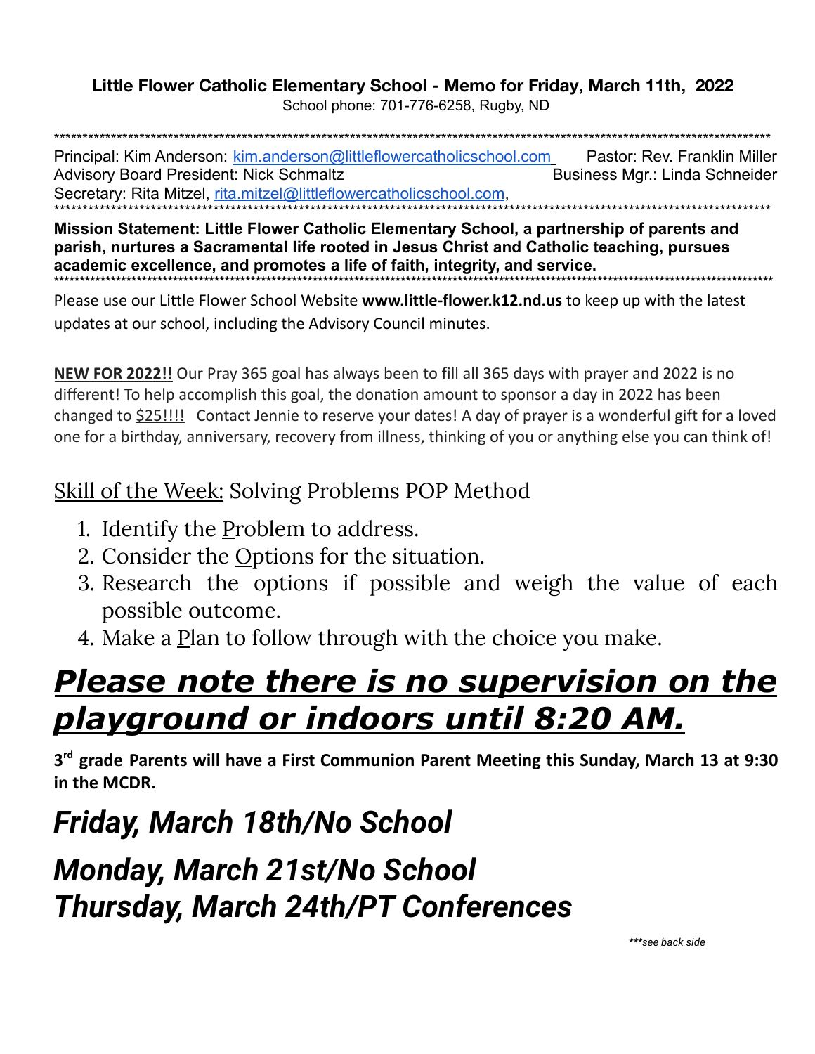**Little Flower Catholic Elementary School - Memo for Friday, March 11th, 2022**

School phone: 701-776-6258, Rugby, ND

Principal: Kim Anderson: kim.anderson@littleflowercatholicschool.com   Pastor: Rev. Franklin Miller
Advisory Board President: Nick Schmaltz   Business Mgr.: Linda Schneider
Secretary: Rita Mitzel, rita.mitzel@littleflowercatholicschool.com,

**Mission Statement: Little Flower Catholic Elementary School, a partnership of parents and parish, nurtures a Sacramental life rooted in Jesus Christ and Catholic teaching, pursues academic excellence, and promotes a life of faith, integrity, and service.**

Please use our Little Flower School Website **www.little-flower.k12.nd.us** to keep up with the latest updates at our school, including the Advisory Council minutes.

**NEW FOR 2022!!** Our Pray 365 goal has always been to fill all 365 days with prayer and 2022 is no different! To help accomplish this goal, the donation amount to sponsor a day in 2022 has been changed to $25!!!! Contact Jennie to reserve your dates! A day of prayer is a wonderful gift for a loved one for a birthday, anniversary, recovery from illness, thinking of you or anything else you can think of!

## Skill of the Week: Solving Problems POP Method

1. Identify the Problem to address.
2. Consider the Options for the situation.
3. Research the options if possible and weigh the value of each possible outcome.
4. Make a Plan to follow through with the choice you make.

# ***Please note there is no supervision on the playground or indoors until 8:20 AM.***

**3rd grade Parents will have a First Communion Parent Meeting this Sunday, March 13 at 9:30 in the MCDR.**

## *Friday, March 18th/No School*

## *Monday, March 21st/No School*
## *Thursday, March 24th/PT Conferences*

*\*\*\*see back side*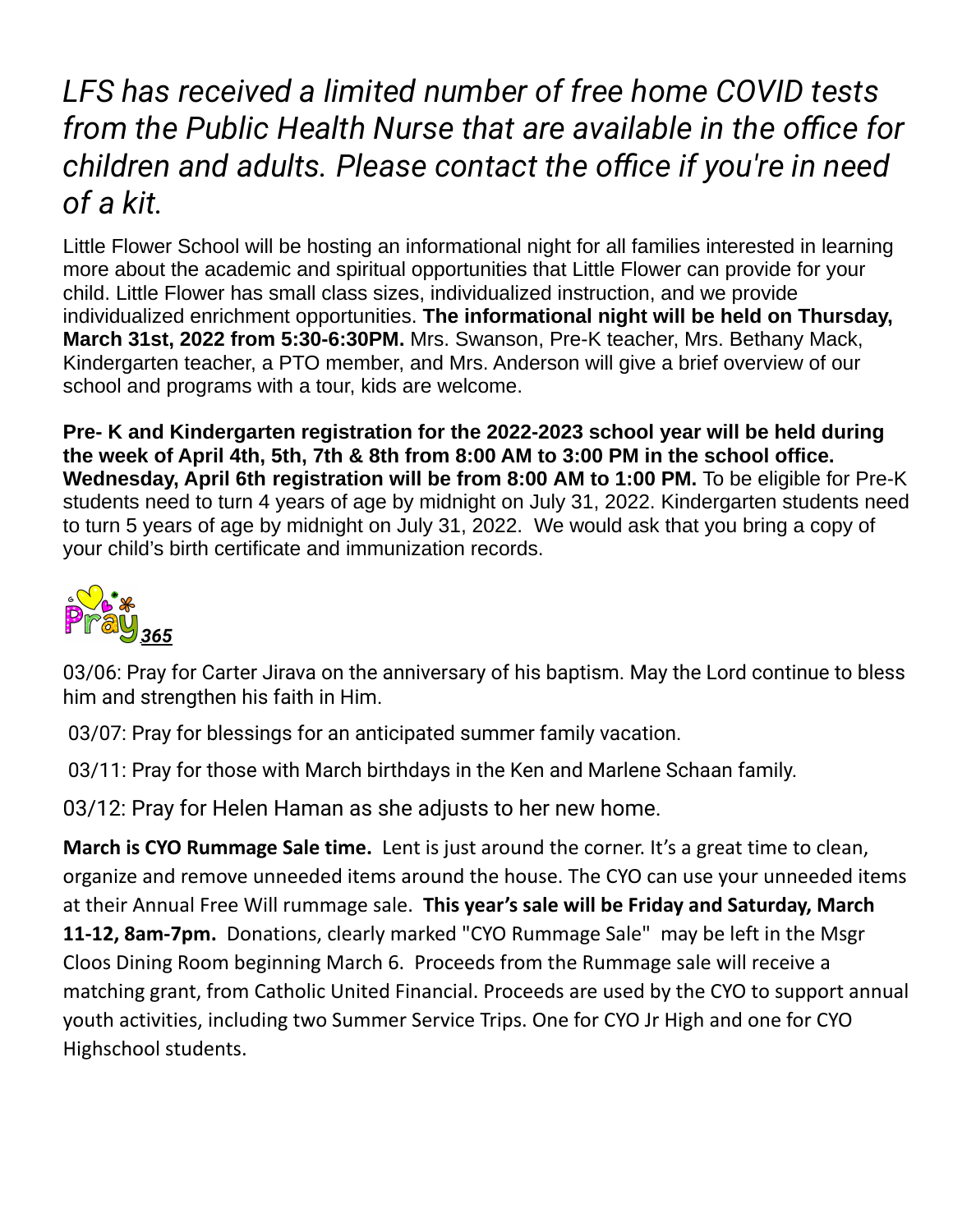*LFS has received a limited number of free home COVID tests from the Public Health Nurse that are available in the office for children and adults. Please contact the office if you're in need of a kit.*

Little Flower School will be hosting an informational night for all families interested in learning more about the academic and spiritual opportunities that Little Flower can provide for your child. Little Flower has small class sizes, individualized instruction, and we provide individualized enrichment opportunities. **The informational night will be held on Thursday, March 31st, 2022 from 5:30-6:30PM.** Mrs. Swanson, Pre-K teacher, Mrs. Bethany Mack, Kindergarten teacher, a PTO member, and Mrs. Anderson will give a brief overview of our school and programs with a tour, kids are welcome.

**Pre- K and Kindergarten registration for the 2022-2023 school year will be held during the week of April 4th, 5th, 7th & 8th from 8:00 AM to 3:00 PM in the school office. Wednesday, April 6th registration will be from 8:00 AM to 1:00 PM.** To be eligible for Pre-K students need to turn 4 years of age by midnight on July 31, 2022. Kindergarten students need to turn 5 years of age by midnight on July 31, 2022. We would ask that you bring a copy of your child's birth certificate and immunization records.

Pray ***365***

03/06: Pray for Carter Jirava on the anniversary of his baptism. May the Lord continue to bless him and strengthen his faith in Him.

03/07: Pray for blessings for an anticipated summer family vacation.

03/11: Pray for those with March birthdays in the Ken and Marlene Schaan family.

03/12: Pray for Helen Haman as she adjusts to her new home.

**March is CYO Rummage Sale time.** Lent is just around the corner. It's a great time to clean, organize and remove unneeded items around the house. The CYO can use your unneeded items at their Annual Free Will rummage sale. **This year's sale will be Friday and Saturday, March 11-12, 8am-7pm.** Donations, clearly marked "CYO Rummage Sale" may be left in the Msgr Cloos Dining Room beginning March 6. Proceeds from the Rummage sale will receive a matching grant, from Catholic United Financial. Proceeds are used by the CYO to support annual youth activities, including two Summer Service Trips. One for CYO Jr High and one for CYO Highschool students.